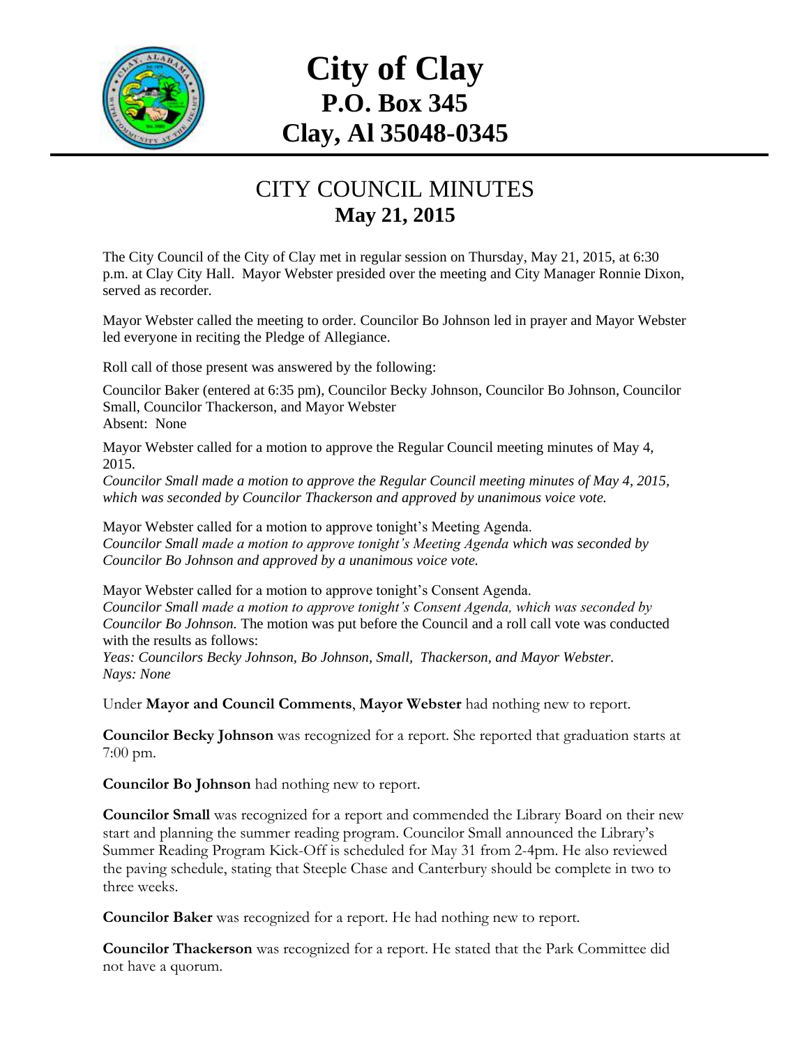# City of Clay
## P.O. Box 345
## Clay, Al 35048-0345

## CITY COUNCIL MINUTES
**May 21, 2015**

The City Council of the City of Clay met in regular session on Thursday, May 21, 2015, at 6:30 p.m. at Clay City Hall. Mayor Webster presided over the meeting and City Manager Ronnie Dixon, served as recorder.

Mayor Webster called the meeting to order. Councilor Bo Johnson led in prayer and Mayor Webster led everyone in reciting the Pledge of Allegiance.

Roll call of those present was answered by the following:

Councilor Baker (entered at 6:35 pm), Councilor Becky Johnson, Councilor Bo Johnson, Councilor Small, Councilor Thackerson, and Mayor Webster
Absent: None

Mayor Webster called for a motion to approve the Regular Council meeting minutes of May 4, 2015.
*Councilor Small made a motion to approve the Regular Council meeting minutes of May 4, 2015, which was seconded by Councilor Thackerson and approved by unanimous voice vote.*

Mayor Webster called for a motion to approve tonight's Meeting Agenda.
*Councilor Small made a motion to approve tonight's Meeting Agenda which was seconded by Councilor Bo Johnson and approved by a unanimous voice vote.*

Mayor Webster called for a motion to approve tonight's Consent Agenda.
*Councilor Small made a motion to approve tonight's Consent Agenda, which was seconded by Councilor Bo Johnson.* The motion was put before the Council and a roll call vote was conducted with the results as follows:
*Yeas: Councilors Becky Johnson, Bo Johnson, Small, Thackerson, and Mayor Webster.*
*Nays: None*

Under **Mayor and Council Comments**, **Mayor Webster** had nothing new to report.

**Councilor Becky Johnson** was recognized for a report. She reported that graduation starts at 7:00 pm.

**Councilor Bo Johnson** had nothing new to report.

**Councilor Small** was recognized for a report and commended the Library Board on their new start and planning the summer reading program. Councilor Small announced the Library's Summer Reading Program Kick-Off is scheduled for May 31 from 2-4pm. He also reviewed the paving schedule, stating that Steeple Chase and Canterbury should be complete in two to three weeks.

**Councilor Baker** was recognized for a report. He had nothing new to report.

**Councilor Thackerson** was recognized for a report. He stated that the Park Committee did not have a quorum.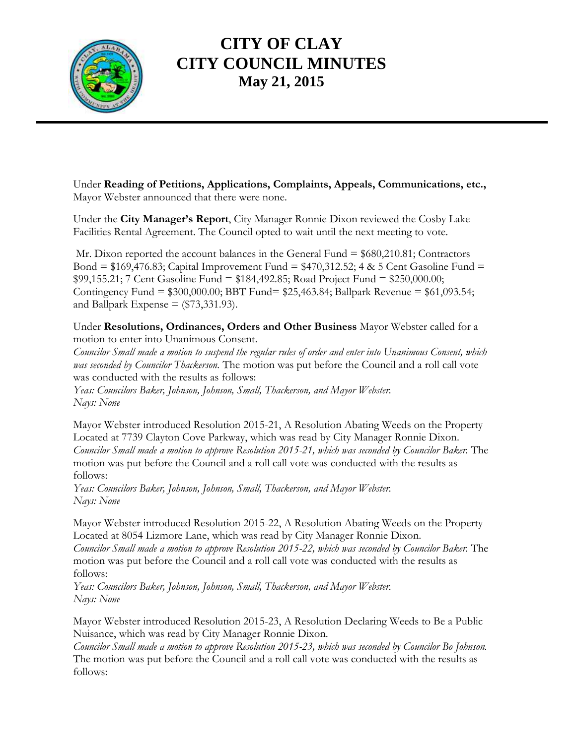# CITY OF CLAY
# CITY COUNCIL MINUTES
## May 21, 2015

Under **Reading of Petitions, Applications, Complaints, Appeals, Communications, etc.,** Mayor Webster announced that there were none.

Under the **City Manager's Report**, City Manager Ronnie Dixon reviewed the Cosby Lake Facilities Rental Agreement. The Council opted to wait until the next meeting to vote.

Mr. Dixon reported the account balances in the General Fund = $680,210.81; Contractors Bond = $169,476.83; Capital Improvement Fund = $470,312.52; 4 & 5 Cent Gasoline Fund = $99,155.21; 7 Cent Gasoline Fund = $184,492.85; Road Project Fund = $250,000.00; Contingency Fund = $300,000.00; BBT Fund= $25,463.84; Ballpark Revenue = $61,093.54; and Ballpark Expense = ($73,331.93).

Under **Resolutions, Ordinances, Orders and Other Business** Mayor Webster called for a motion to enter into Unanimous Consent.
*Councilor Small made a motion to suspend the regular rules of order and enter into Unanimous Consent, which was seconded by Councilor Thackerson.* The motion was put before the Council and a roll call vote was conducted with the results as follows:
*Yeas: Councilors Baker, Johnson, Johnson, Small, Thackerson, and Mayor Webster.*
*Nays: None*

Mayor Webster introduced Resolution 2015-21, A Resolution Abating Weeds on the Property Located at 7739 Clayton Cove Parkway, which was read by City Manager Ronnie Dixon.
*Councilor Small made a motion to approve Resolution 2015-21, which was seconded by Councilor Baker.* The motion was put before the Council and a roll call vote was conducted with the results as follows:
*Yeas: Councilors Baker, Johnson, Johnson, Small, Thackerson, and Mayor Webster.*
*Nays: None*

Mayor Webster introduced Resolution 2015-22, A Resolution Abating Weeds on the Property Located at 8054 Lizmore Lane, which was read by City Manager Ronnie Dixon.
*Councilor Small made a motion to approve Resolution 2015-22, which was seconded by Councilor Baker.* The motion was put before the Council and a roll call vote was conducted with the results as follows:
*Yeas: Councilors Baker, Johnson, Johnson, Small, Thackerson, and Mayor Webster.*
*Nays: None*

Mayor Webster introduced Resolution 2015-23, A Resolution Declaring Weeds to Be a Public Nuisance, which was read by City Manager Ronnie Dixon.
*Councilor Small made a motion to approve Resolution 2015-23, which was seconded by Councilor Bo Johnson.* The motion was put before the Council and a roll call vote was conducted with the results as follows: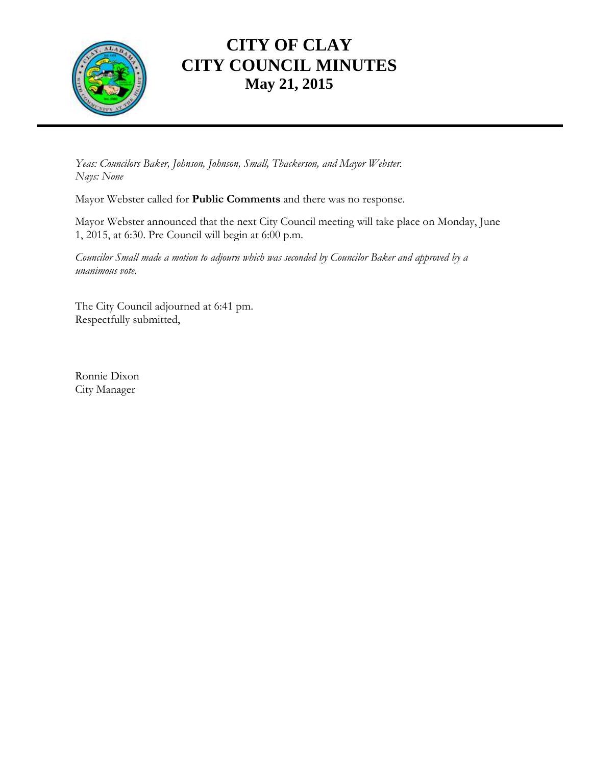# CITY OF CLAY
# CITY COUNCIL MINUTES
## May 21, 2015

*Yeas: Councilors Baker, Johnson, Johnson, Small, Thackerson, and Mayor Webster.*
*Nays: None*

Mayor Webster called for **Public Comments** and there was no response.

Mayor Webster announced that the next City Council meeting will take place on Monday, June 1, 2015, at 6:30. Pre Council will begin at 6:00 p.m.

*Councilor Small made a motion to adjourn which was seconded by Councilor Baker and approved by a unanimous vote.*

The City Council adjourned at 6:41 pm.
Respectfully submitted,

Ronnie Dixon
City Manager